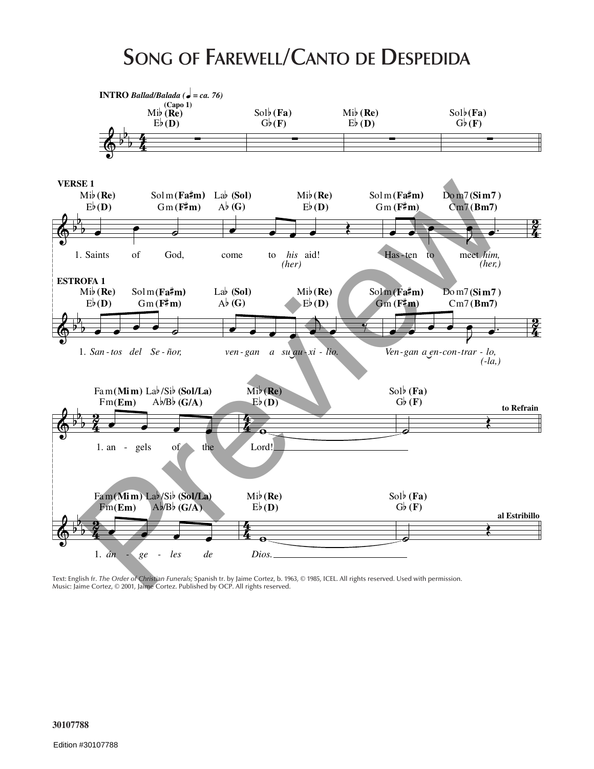# Song of Farewell/Canto de Despedida

**INTRO** *Ballad/Balada (♩ = ca. 76)*

(Capo 1)

Mi♭ (Re) E♭ (D) — Sol♭ (Fa) G♭ (F) — Mi♭ (Re) E♭ (D) — Sol♭ (Fa) G♭ (F)

**VERSE 1**

Mi♭ (Re) E♭ (D) — Sol m (Fa♯m) G m (F♯m) — La♭ (Sol) A♭ (G) — Mi♭ (Re) E♭ (D) — Sol m (Fa♯m) G m (F♯m) — Do m7 (Si m7) C m7 (Bm7)

1. Saints of God, come to *his* aid! Has-ten to meet *him,*
*(her)* *(her,)*

**ESTROFA 1**

Mi♭ (Re) E♭ (D) — Sol m (Fa♯m) G m (F♯m) — La♭ (Sol) A♭ (G) — Mi♭ (Re) E♭ (D) — Sol m (Fa♯m) G m (F♯m) — Do m7 (Si m7) C m7 (Bm7)

1. *San-tos del Se-ñor, ven-gan a su au-xi-lio. Ven-gan a en-con-trar-lo,*
*(-la,)*

Fa m (Mi m) Fm (Em) — La♭/Si♭ (Sol/La) A♭/B♭ (G/A) — Mi♭ (Re) E♭ (D) — Sol♭ (Fa) G♭ (F)

1. an-gels of the Lord!

**to Refrain**

Fa m (Mi m) Fm (Em) — La♭/Si♭ (Sol/La) A♭/B♭ (G/A) — Mi♭ (Re) E♭ (D) — Sol♭ (Fa) G♭ (F)

1. *án-ge-les de Dios.*

**al Estribillo**

Text: English fr. *The Order of Christian Funerals;* Spanish tr. by Jaime Cortez, b. 1963, © 1985, ICEL. All rights reserved. Used with permission.
Music: Jaime Cortez, © 2001, Jaime Cortez. Published by OCP. All rights reserved.

30107788

Edition #30107788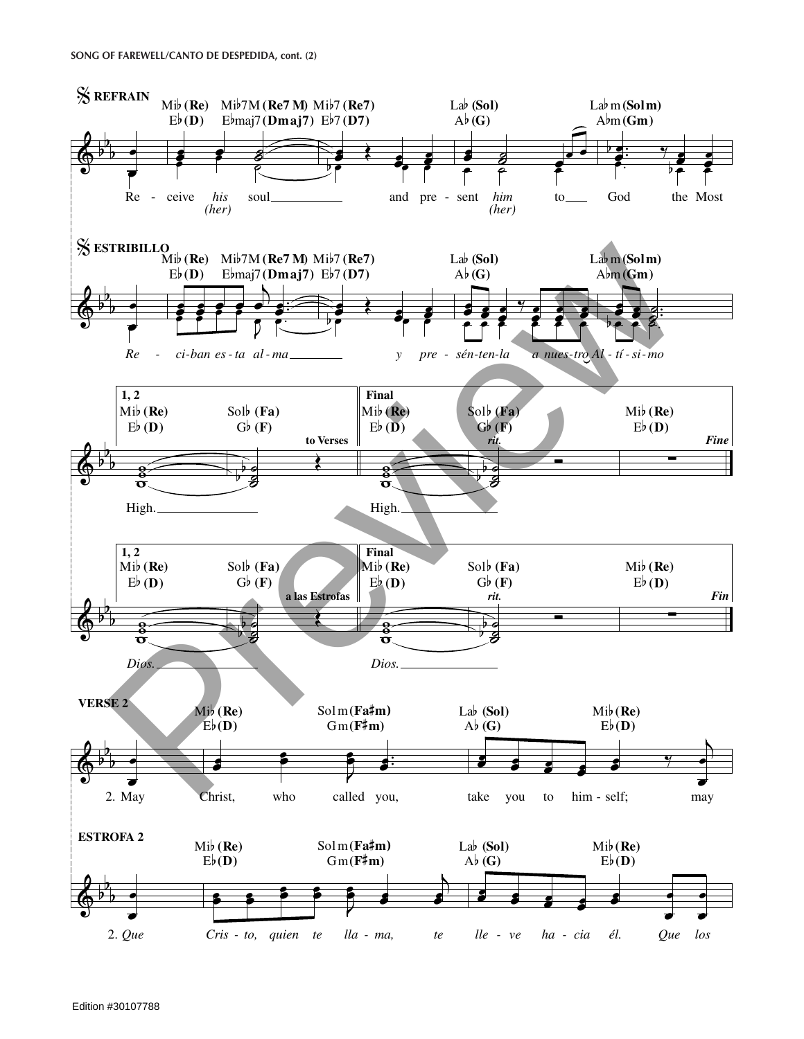**REFRAIN**

Mi♭ (Re) E♭ (D) — Mi♭7M (Re7 M) E♭maj7 (Dmaj7) — Mi♭7 (Re7) E♭7 (D7) — La♭ (Sol) A♭ (G) — La♭m (Solm) A♭m (Gm)

Re - ceive *his (her)* soul ___ and pre - sent *him (her)* to ___ God the Most

**ESTRIBILLO**

Mi♭ (Re) E♭ (D) — Mi♭7M (Re7 M) E♭maj7 (Dmaj7) — Mi♭7 (Re7) E♭7 (D7) — La♭ (Sol) A♭ (G) — La♭m (Solm) A♭m (Gm)

*Re - ci-ban es - ta al - ma ___ y pre - sén-ten-la a nues-tro Al - tí - si-mo*

**1, 2** — Mi♭ (Re) E♭ (D) — Sol♭ (Fa) G♭ (F) — to Verses

High. ___

**Final** — Mi♭ (Re) E♭ (D) — Sol♭ (Fa) G♭ (F) *rit.* — Mi♭ (Re) E♭ (D) — *Fine*

High. ___

**1, 2** — Mi♭ (Re) E♭ (D) — Sol♭ (Fa) G♭ (F) — a las Estrofas

*Dios.* ___

**Final** — Mi♭ (Re) E♭ (D) — Sol♭ (Fa) G♭ (F) *rit.* — Mi♭ (Re) E♭ (D) — *Fin*

*Dios.* ___

**VERSE 2**

Mi♭ (Re) E♭ (D) — Sol m (Fa♯m) G m (F♯m) — La♭ (Sol) A♭ (G) — Mi♭ (Re) E♭ (D)

2. May Christ, who called you, take you to him - self; may

**ESTROFA 2**

Mi♭ (Re) E♭ (D) — Sol m (Fa♯m) G m (F♯m) — La♭ (Sol) A♭ (G) — Mi♭ (Re) E♭ (D)

2. *Que Cris - to, quien te lla - ma, te lle - ve ha - cia él. Que los*

Edition #30107788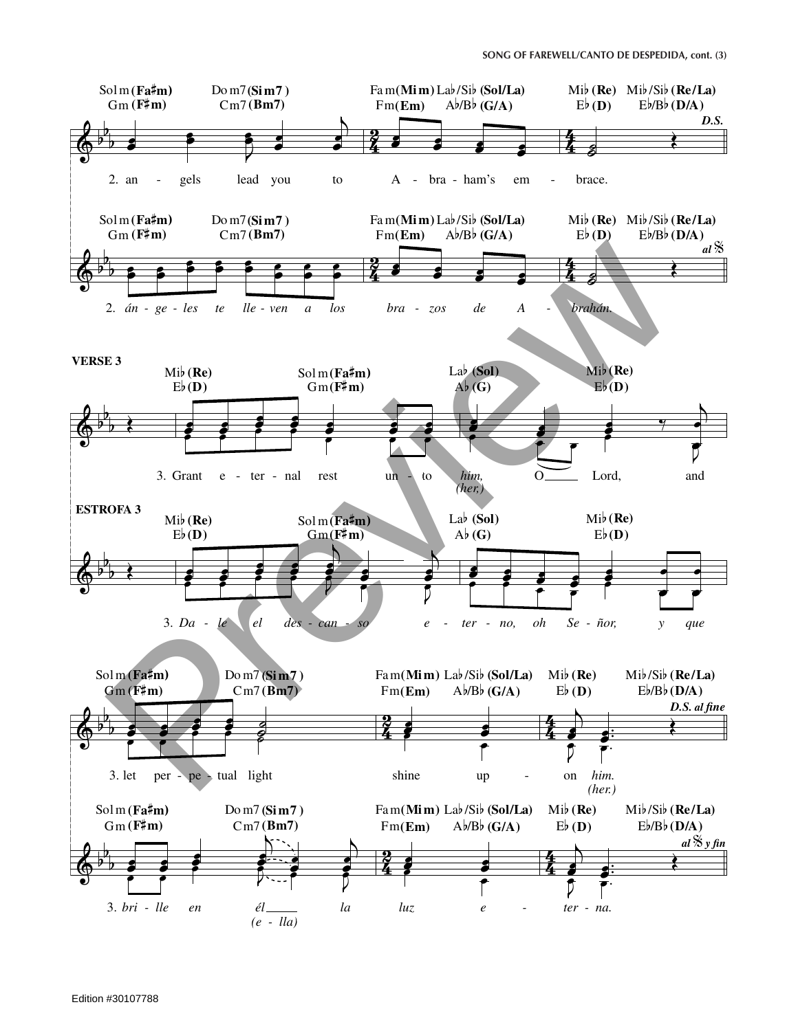2. angels lead you to Abraham's embrace.

*2. ángeles te lleven a los brazos de Abrahán.*

**VERSE 3**

3. Grant eternal rest unto *him,* *(her,)* O Lord, and

**ESTROFA 3**

3. *Dale el descanso eterno, oh Señor, y que*

3. let perpetual light shine upon *him.* *(her.)*

3. *brille en él (ella) la luz eterna.*

Edition #30107788